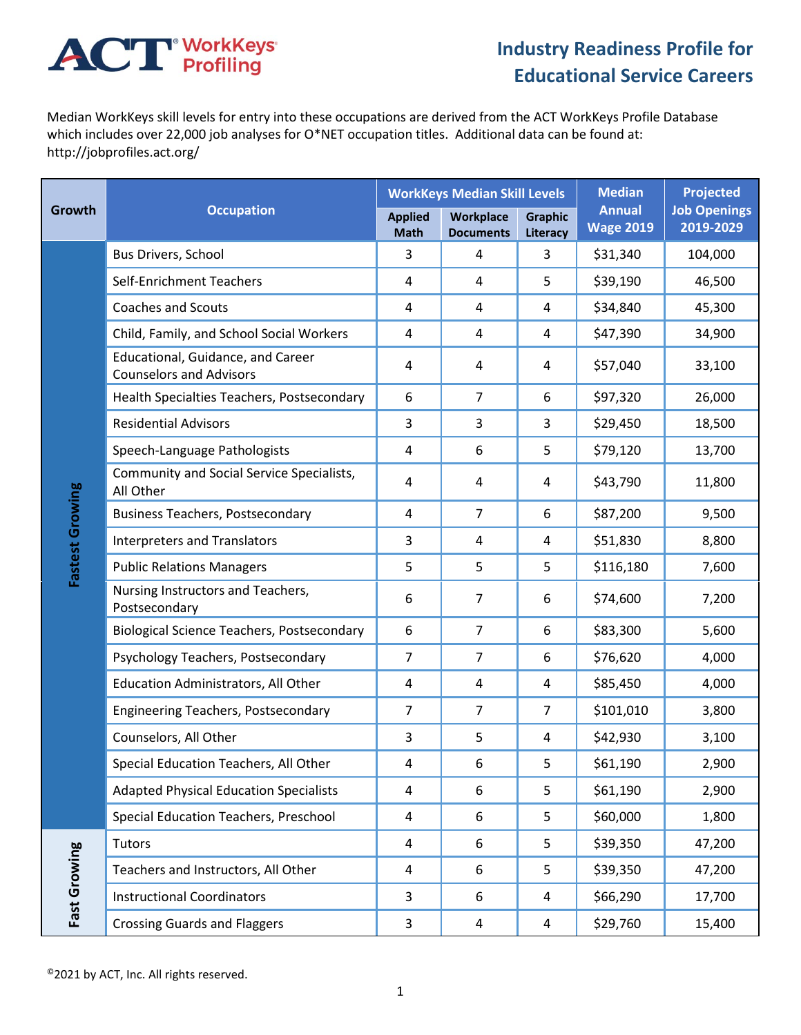ACT® WorkKeys® Profiling

# Industry Readiness Profile for Educational Service Careers

Median WorkKeys skill levels for entry into these occupations are derived from the ACT WorkKeys Profile Database which includes over 22,000 job analyses for O*NET occupation titles. Additional data can be found at: http://jobprofiles.act.org/

| Growth | Occupation | WorkKeys Median Skill Levels | | | Median Annual Wage 2019 | Projected Job Openings 2019-2029 |
|---|---|---|---|---|---|---|
| | | Applied Math | Workplace Documents | Graphic Literacy | | |
| Fastest Growing | Bus Drivers, School | 3 | 4 | 3 | $31,340 | 104,000 |
| Fastest Growing | Self-Enrichment Teachers | 4 | 4 | 5 | $39,190 | 46,500 |
| Fastest Growing | Coaches and Scouts | 4 | 4 | 4 | $34,840 | 45,300 |
| Fastest Growing | Child, Family, and School Social Workers | 4 | 4 | 4 | $47,390 | 34,900 |
| Fastest Growing | Educational, Guidance, and Career Counselors and Advisors | 4 | 4 | 4 | $57,040 | 33,100 |
| Fastest Growing | Health Specialties Teachers, Postsecondary | 6 | 7 | 6 | $97,320 | 26,000 |
| Fastest Growing | Residential Advisors | 3 | 3 | 3 | $29,450 | 18,500 |
| Fastest Growing | Speech-Language Pathologists | 4 | 6 | 5 | $79,120 | 13,700 |
| Fastest Growing | Community and Social Service Specialists, All Other | 4 | 4 | 4 | $43,790 | 11,800 |
| Fastest Growing | Business Teachers, Postsecondary | 4 | 7 | 6 | $87,200 | 9,500 |
| Fastest Growing | Interpreters and Translators | 3 | 4 | 4 | $51,830 | 8,800 |
| Fastest Growing | Public Relations Managers | 5 | 5 | 5 | $116,180 | 7,600 |
| Fastest Growing | Nursing Instructors and Teachers, Postsecondary | 6 | 7 | 6 | $74,600 | 7,200 |
| Fastest Growing | Biological Science Teachers, Postsecondary | 6 | 7 | 6 | $83,300 | 5,600 |
| Fastest Growing | Psychology Teachers, Postsecondary | 7 | 7 | 6 | $76,620 | 4,000 |
| Fastest Growing | Education Administrators, All Other | 4 | 4 | 4 | $85,450 | 4,000 |
| Fastest Growing | Engineering Teachers, Postsecondary | 7 | 7 | 7 | $101,010 | 3,800 |
| Fastest Growing | Counselors, All Other | 3 | 5 | 4 | $42,930 | 3,100 |
| Fastest Growing | Special Education Teachers, All Other | 4 | 6 | 5 | $61,190 | 2,900 |
| Fastest Growing | Adapted Physical Education Specialists | 4 | 6 | 5 | $61,190 | 2,900 |
| Fastest Growing | Special Education Teachers, Preschool | 4 | 6 | 5 | $60,000 | 1,800 |
| Fast Growing | Tutors | 4 | 6 | 5 | $39,350 | 47,200 |
| Fast Growing | Teachers and Instructors, All Other | 4 | 6 | 5 | $39,350 | 47,200 |
| Fast Growing | Instructional Coordinators | 3 | 6 | 4 | $66,290 | 17,700 |
| Fast Growing | Crossing Guards and Flaggers | 3 | 4 | 4 | $29,760 | 15,400 |

©2021 by ACT, Inc. All rights reserved.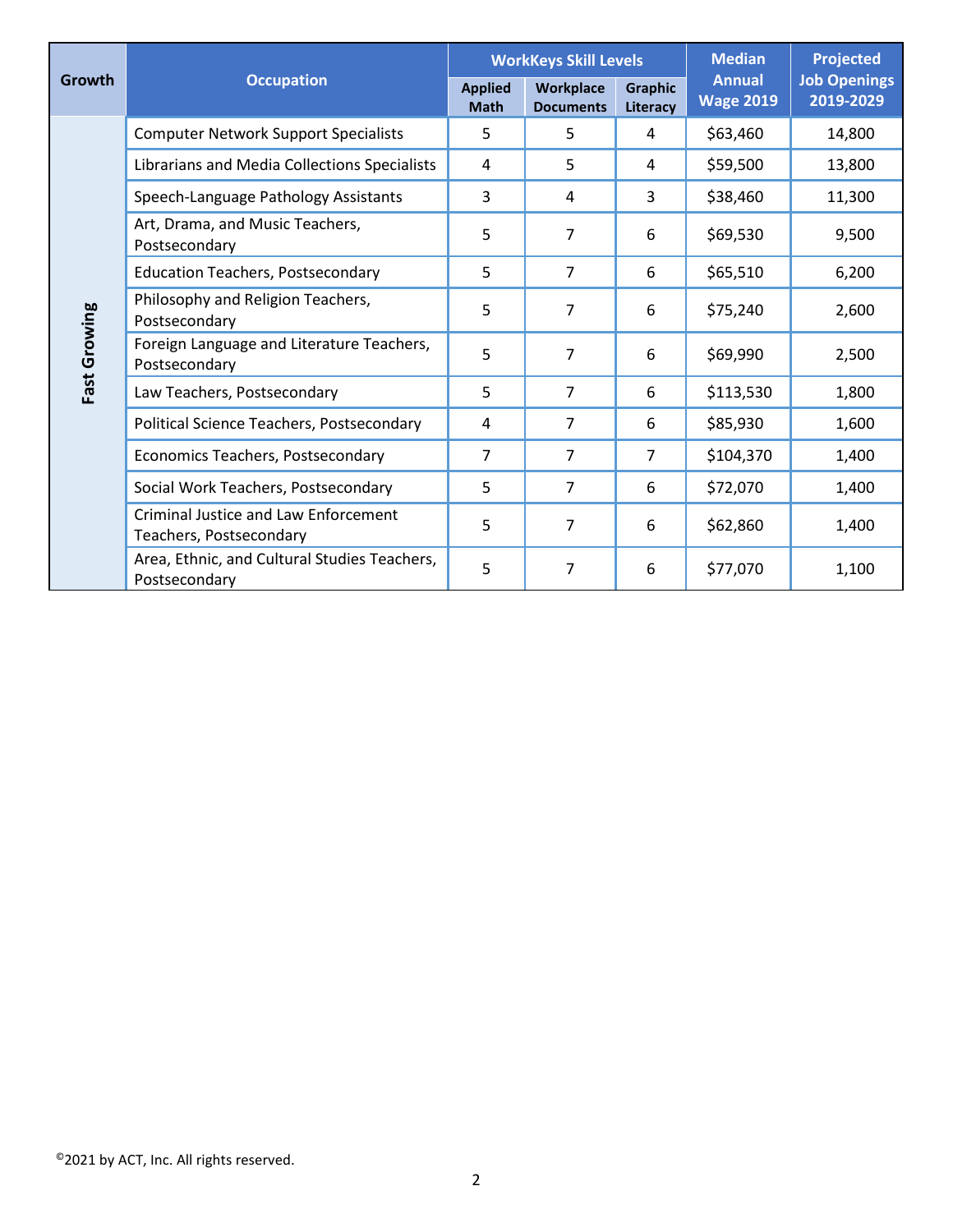| Growth | Occupation | WorkKeys Skill Levels | | | Median Annual Wage 2019 | Projected Job Openings 2019-2029 |
|---|---|---|---|---|---|---|
| | | Applied Math | Workplace Documents | Graphic Literacy | | |
| Fast Growing | Computer Network Support Specialists | 5 | 5 | 4 | $63,460 | 14,800 |
| | Librarians and Media Collections Specialists | 4 | 5 | 4 | $59,500 | 13,800 |
| | Speech-Language Pathology Assistants | 3 | 4 | 3 | $38,460 | 11,300 |
| | Art, Drama, and Music Teachers, Postsecondary | 5 | 7 | 6 | $69,530 | 9,500 |
| | Education Teachers, Postsecondary | 5 | 7 | 6 | $65,510 | 6,200 |
| | Philosophy and Religion Teachers, Postsecondary | 5 | 7 | 6 | $75,240 | 2,600 |
| | Foreign Language and Literature Teachers, Postsecondary | 5 | 7 | 6 | $69,990 | 2,500 |
| | Law Teachers, Postsecondary | 5 | 7 | 6 | $113,530 | 1,800 |
| | Political Science Teachers, Postsecondary | 4 | 7 | 6 | $85,930 | 1,600 |
| | Economics Teachers, Postsecondary | 7 | 7 | 7 | $104,370 | 1,400 |
| | Social Work Teachers, Postsecondary | 5 | 7 | 6 | $72,070 | 1,400 |
| | Criminal Justice and Law Enforcement Teachers, Postsecondary | 5 | 7 | 6 | $62,860 | 1,400 |
| | Area, Ethnic, and Cultural Studies Teachers, Postsecondary | 5 | 7 | 6 | $77,070 | 1,100 |

©2021 by ACT, Inc. All rights reserved.